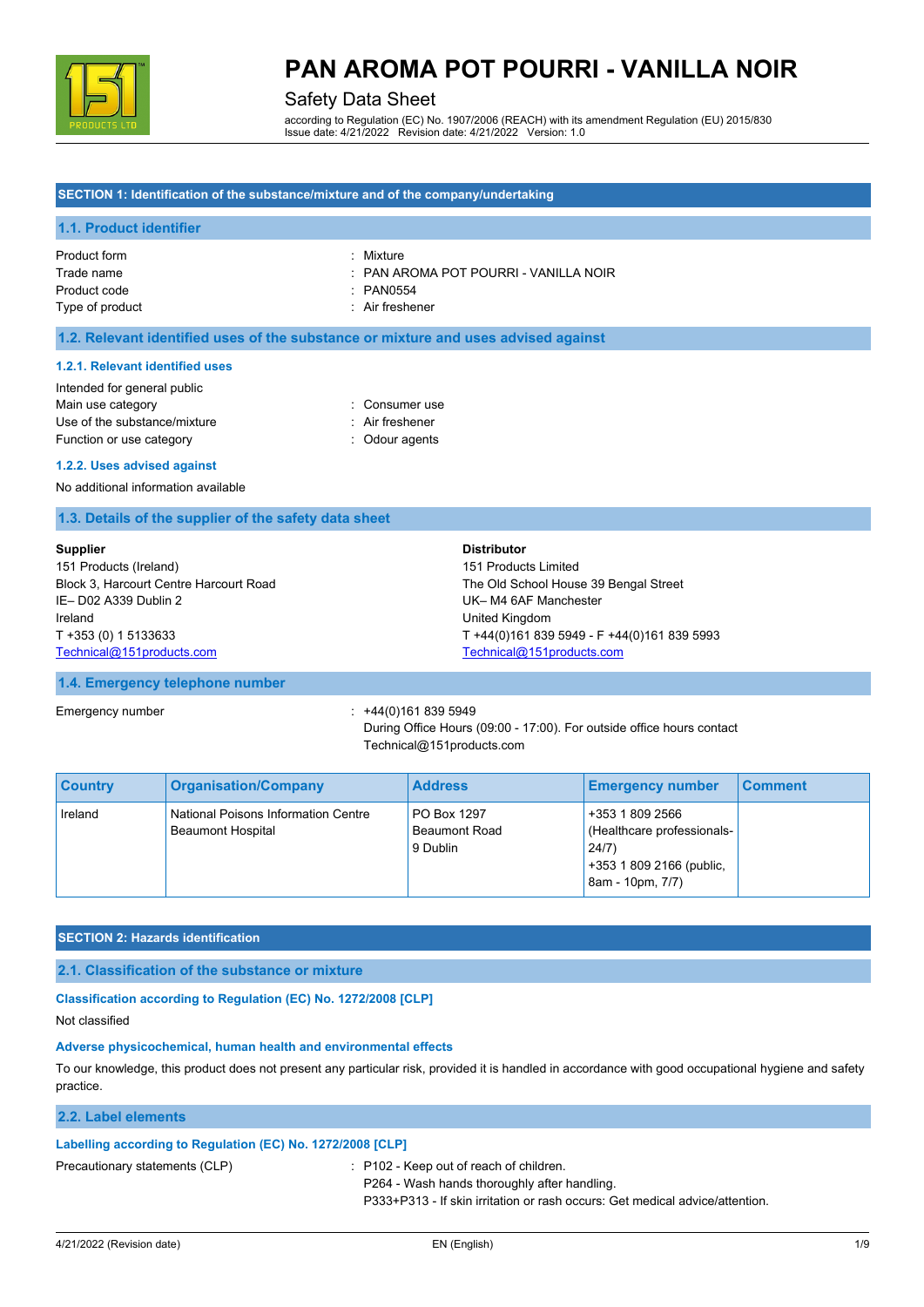# PAN AROMA POT POURRI - VANILLA NOIR

Safety Data Sheet

according to Regulation (EC) No. 1907/2006 (REACH) with its amendment Regulation (EU) 2015/830
Issue date: 4/21/2022 Revision date: 4/21/2022 Version: 1.0

## SECTION 1: Identification of the substance/mixture and of the company/undertaking

### 1.1. Product identifier

| | |
|---|---|
| Product form | : Mixture |
| Trade name | : PAN AROMA POT POURRI - VANILLA NOIR |
| Product code | : PAN0554 |
| Type of product | : Air freshener |

### 1.2. Relevant identified uses of the substance or mixture and uses advised against

#### 1.2.1. Relevant identified uses

Intended for general public

| | |
|---|---|
| Main use category | : Consumer use |
| Use of the substance/mixture | : Air freshener |
| Function or use category | : Odour agents |

#### 1.2.2. Uses advised against

No additional information available

### 1.3. Details of the supplier of the safety data sheet

**Supplier**
151 Products (Ireland)
Block 3, Harcourt Centre Harcourt Road
IE– D02 A339 Dublin 2
Ireland
T +353 (0) 1 5133633
Technical@151products.com

**Distributor**
151 Products Limited
The Old School House 39 Bengal Street
UK– M4 6AF Manchester
United Kingdom
T +44(0)161 839 5949 - F +44(0)161 839 5993
Technical@151products.com

### 1.4. Emergency telephone number

Emergency number : +44(0)161 839 5949
During Office Hours (09:00 - 17:00). For outside office hours contact Technical@151products.com

| Country | Organisation/Company | Address | Emergency number | Comment |
|---|---|---|---|---|
| Ireland | National Poisons Information Centre Beaumont Hospital | PO Box 1297 Beaumont Road 9 Dublin | +353 1 809 2566 (Healthcare professionals- 24/7) +353 1 809 2166 (public, 8am - 10pm, 7/7) | |

## SECTION 2: Hazards identification

### 2.1. Classification of the substance or mixture

#### Classification according to Regulation (EC) No. 1272/2008 [CLP]

Not classified

#### Adverse physicochemical, human health and environmental effects

To our knowledge, this product does not present any particular risk, provided it is handled in accordance with good occupational hygiene and safety practice.

### 2.2. Label elements

#### Labelling according to Regulation (EC) No. 1272/2008 [CLP]

Precautionary statements (CLP) :
P102 - Keep out of reach of children.
P264 - Wash hands thoroughly after handling.
P333+P313 - If skin irritation or rash occurs: Get medical advice/attention.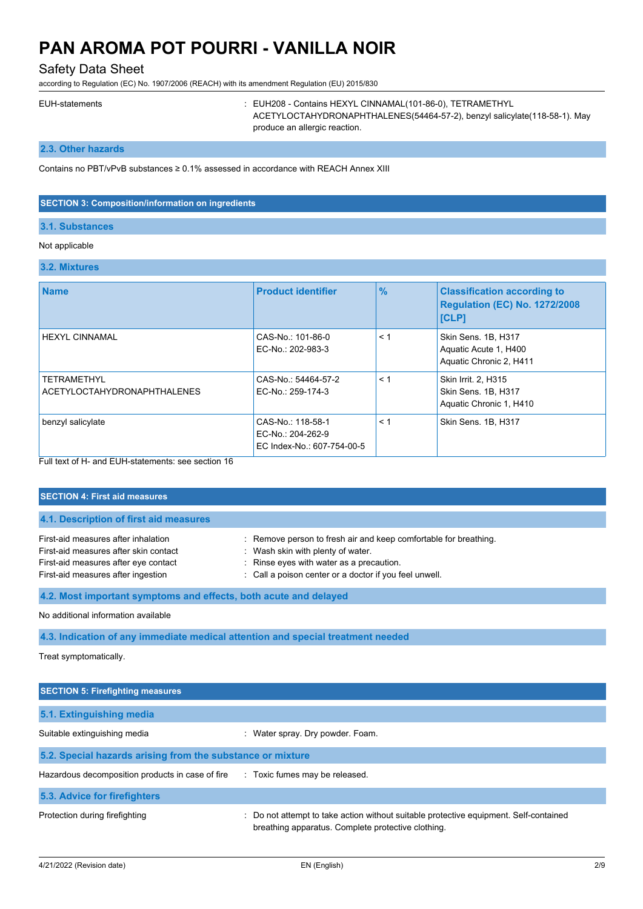EUH-statements : EUH208 - Contains HEXYL CINNAMAL(101-86-0), TETRAMETHYL ACETYLOCTAHYDRONAPHTHALENES(54464-57-2), benzyl salicylate(118-58-1). May produce an allergic reaction.

### 2.3. Other hazards

Contains no PBT/vPvB substances ≥ 0.1% assessed in accordance with REACH Annex XIII

## SECTION 3: Composition/information on ingredients

### 3.1. Substances

Not applicable

### 3.2. Mixtures

| Name | Product identifier | % | Classification according to Regulation (EC) No. 1272/2008 [CLP] |
|---|---|---|---|
| HEXYL CINNAMAL | CAS-No.: 101-86-0<br>EC-No.: 202-983-3 | < 1 | Skin Sens. 1B, H317<br>Aquatic Acute 1, H400<br>Aquatic Chronic 2, H411 |
| TETRAMETHYL ACETYLOCTAHYDRONAPHTHALENES | CAS-No.: 54464-57-2<br>EC-No.: 259-174-3 | < 1 | Skin Irrit. 2, H315<br>Skin Sens. 1B, H317<br>Aquatic Chronic 1, H410 |
| benzyl salicylate | CAS-No.: 118-58-1<br>EC-No.: 204-262-9<br>EC Index-No.: 607-754-00-5 | < 1 | Skin Sens. 1B, H317 |

Full text of H- and EUH-statements: see section 16

## SECTION 4: First aid measures

### 4.1. Description of first aid measures

First-aid measures after inhalation : Remove person to fresh air and keep comfortable for breathing.
First-aid measures after skin contact : Wash skin with plenty of water.
First-aid measures after eye contact : Rinse eyes with water as a precaution.
First-aid measures after ingestion : Call a poison center or a doctor if you feel unwell.

### 4.2. Most important symptoms and effects, both acute and delayed

No additional information available

### 4.3. Indication of any immediate medical attention and special treatment needed

Treat symptomatically.

## SECTION 5: Firefighting measures

### 5.1. Extinguishing media

Suitable extinguishing media : Water spray. Dry powder. Foam.

### 5.2. Special hazards arising from the substance or mixture

Hazardous decomposition products in case of fire : Toxic fumes may be released.

### 5.3. Advice for firefighters

Protection during firefighting : Do not attempt to take action without suitable protective equipment. Self-contained breathing apparatus. Complete protective clothing.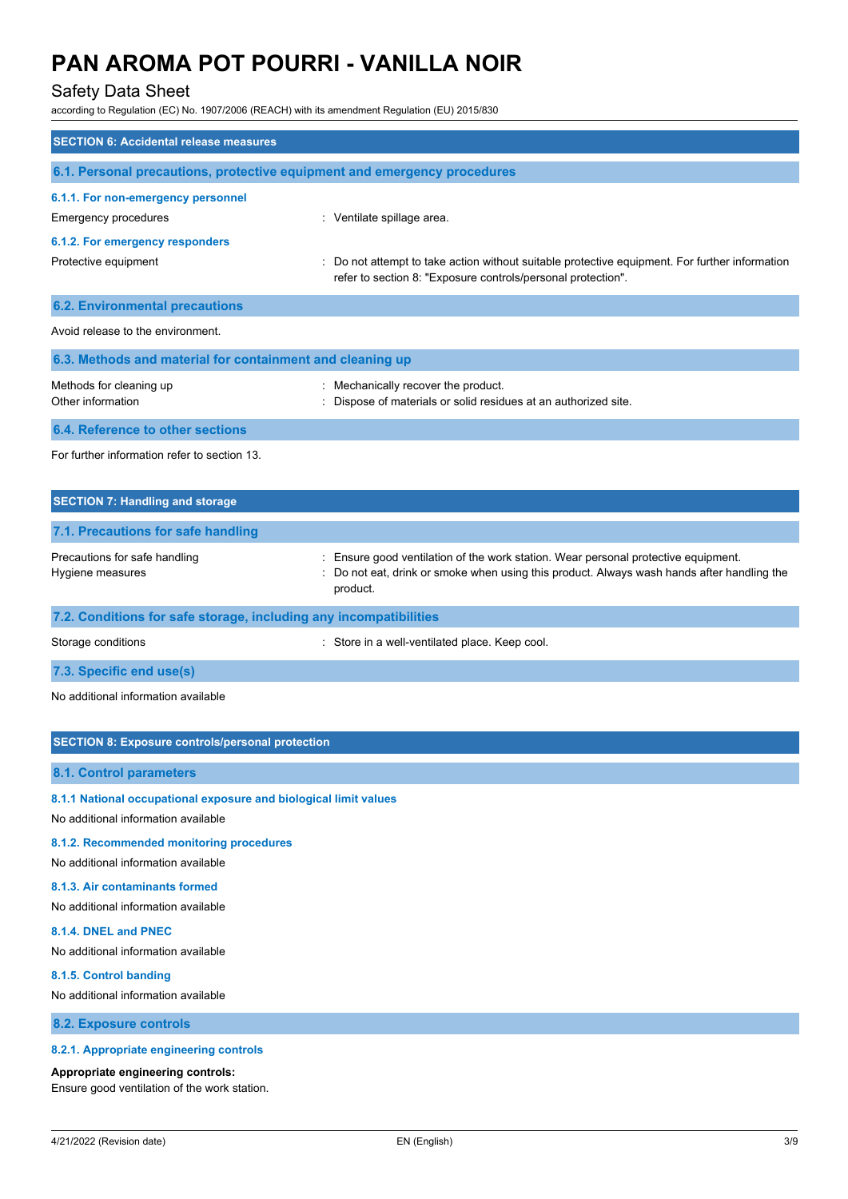## SECTION 6: Accidental release measures

### 6.1. Personal precautions, protective equipment and emergency procedures

#### 6.1.1. For non-emergency personnel

Emergency procedures : Ventilate spillage area.

#### 6.1.2. For emergency responders

Protective equipment : Do not attempt to take action without suitable protective equipment. For further information refer to section 8: "Exposure controls/personal protection".

### 6.2. Environmental precautions

Avoid release to the environment.

### 6.3. Methods and material for containment and cleaning up

Methods for cleaning up : Mechanically recover the product.

Other information : Dispose of materials or solid residues at an authorized site.

### 6.4. Reference to other sections

For further information refer to section 13.

## SECTION 7: Handling and storage

### 7.1. Precautions for safe handling

Precautions for safe handling : Ensure good ventilation of the work station. Wear personal protective equipment.

Hygiene measures : Do not eat, drink or smoke when using this product. Always wash hands after handling the product.

### 7.2. Conditions for safe storage, including any incompatibilities

Storage conditions : Store in a well-ventilated place. Keep cool.

### 7.3. Specific end use(s)

No additional information available

## SECTION 8: Exposure controls/personal protection

### 8.1. Control parameters

#### 8.1.1 National occupational exposure and biological limit values

No additional information available

#### 8.1.2. Recommended monitoring procedures

No additional information available

#### 8.1.3. Air contaminants formed

No additional information available

#### 8.1.4. DNEL and PNEC

No additional information available

#### 8.1.5. Control banding

No additional information available

### 8.2. Exposure controls

#### 8.2.1. Appropriate engineering controls

**Appropriate engineering controls:**

Ensure good ventilation of the work station.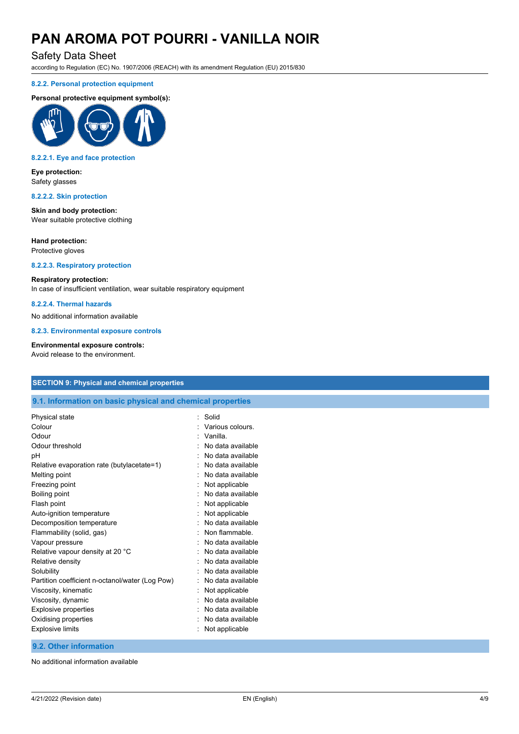#### 8.2.2. Personal protection equipment

**Personal protective equipment symbol(s):**

#### 8.2.2.1. Eye and face protection

**Eye protection:**
Safety glasses

#### 8.2.2.2. Skin protection

**Skin and body protection:**
Wear suitable protective clothing

**Hand protection:**
Protective gloves

#### 8.2.2.3. Respiratory protection

**Respiratory protection:**
In case of insufficient ventilation, wear suitable respiratory equipment

#### 8.2.2.4. Thermal hazards

No additional information available

#### 8.2.3. Environmental exposure controls

**Environmental exposure controls:**
Avoid release to the environment.

## SECTION 9: Physical and chemical properties

### 9.1. Information on basic physical and chemical properties

| Property | Value |
|---|---|
| Physical state | Solid |
| Colour | Various colours. |
| Odour | Vanilla. |
| Odour threshold | No data available |
| pH | No data available |
| Relative evaporation rate (butylacetate=1) | No data available |
| Melting point | No data available |
| Freezing point | Not applicable |
| Boiling point | No data available |
| Flash point | Not applicable |
| Auto-ignition temperature | Not applicable |
| Decomposition temperature | No data available |
| Flammability (solid, gas) | Non flammable. |
| Vapour pressure | No data available |
| Relative vapour density at 20 °C | No data available |
| Relative density | No data available |
| Solubility | No data available |
| Partition coefficient n-octanol/water (Log Pow) | No data available |
| Viscosity, kinematic | Not applicable |
| Viscosity, dynamic | No data available |
| Explosive properties | No data available |
| Oxidising properties | No data available |
| Explosive limits | Not applicable |

### 9.2. Other information

No additional information available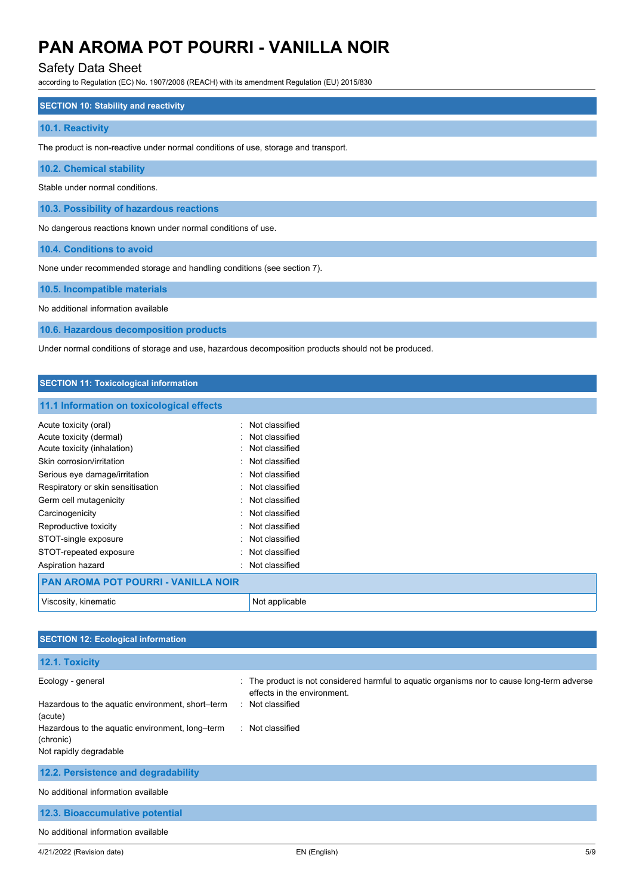## SECTION 10: Stability and reactivity

### 10.1. Reactivity

The product is non-reactive under normal conditions of use, storage and transport.

### 10.2. Chemical stability

Stable under normal conditions.

### 10.3. Possibility of hazardous reactions

No dangerous reactions known under normal conditions of use.

### 10.4. Conditions to avoid

None under recommended storage and handling conditions (see section 7).

### 10.5. Incompatible materials

No additional information available

### 10.6. Hazardous decomposition products

Under normal conditions of storage and use, hazardous decomposition products should not be produced.

## SECTION 11: Toxicological information

### 11.1 Information on toxicological effects

Acute toxicity (oral) : Not classified
Acute toxicity (dermal) : Not classified
Acute toxicity (inhalation) : Not classified
Skin corrosion/irritation : Not classified
Serious eye damage/irritation : Not classified
Respiratory or skin sensitisation : Not classified
Germ cell mutagenicity : Not classified
Carcinogenicity : Not classified
Reproductive toxicity : Not classified
STOT-single exposure : Not classified
STOT-repeated exposure : Not classified
Aspiration hazard : Not classified

| PAN AROMA POT POURRI - VANILLA NOIR | |
|---|---|
| Viscosity, kinematic | Not applicable |

## SECTION 12: Ecological information

### 12.1. Toxicity

Ecology - general : The product is not considered harmful to aquatic organisms nor to cause long-term adverse effects in the environment.
Hazardous to the aquatic environment, short–term (acute) : Not classified
Hazardous to the aquatic environment, long–term (chronic) : Not classified
Not rapidly degradable

### 12.2. Persistence and degradability

No additional information available

### 12.3. Bioaccumulative potential

No additional information available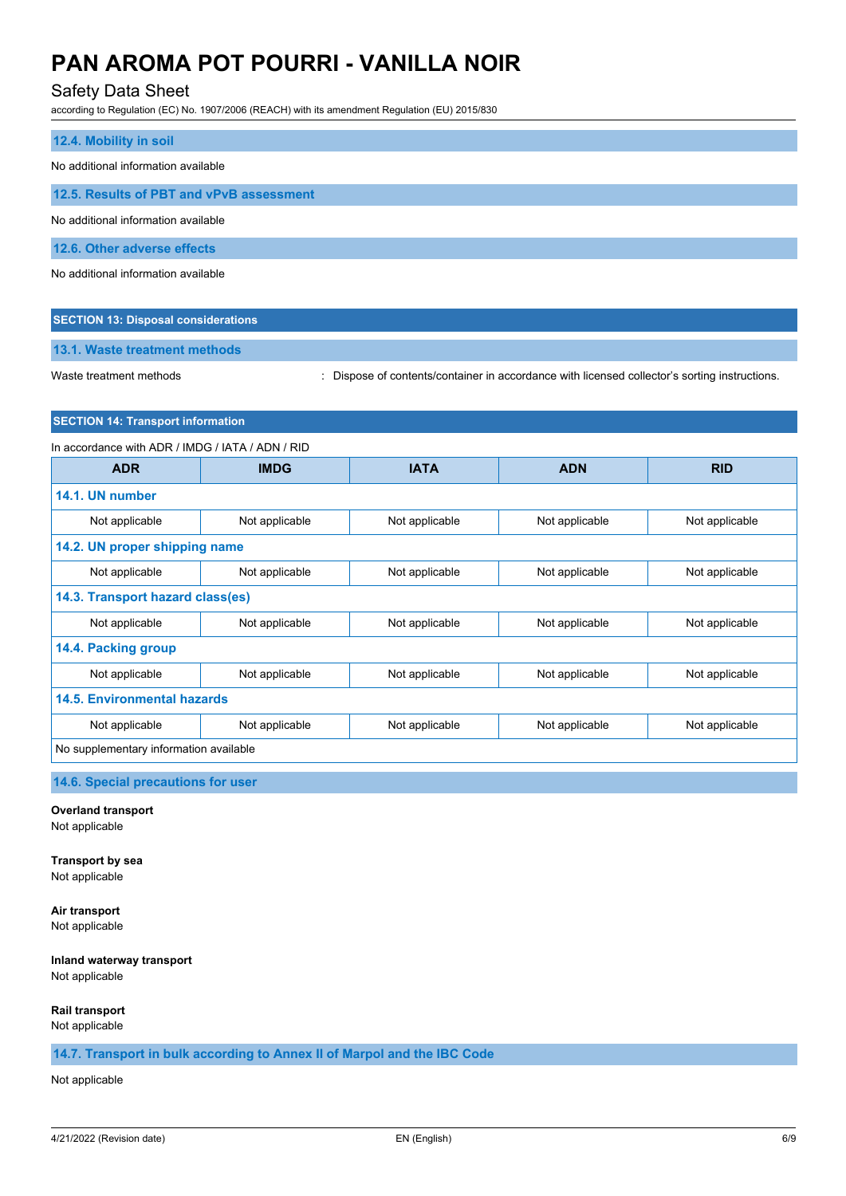### 12.4. Mobility in soil

No additional information available

### 12.5. Results of PBT and vPvB assessment

No additional information available

### 12.6. Other adverse effects

No additional information available

## SECTION 13: Disposal considerations

### 13.1. Waste treatment methods

Waste treatment methods : Dispose of contents/container in accordance with licensed collector's sorting instructions.

## SECTION 14: Transport information

In accordance with ADR / IMDG / IATA / ADN / RID

| ADR | IMDG | IATA | ADN | RID |
|---|---|---|---|---|
| **14.1. UN number** | | | | |
| Not applicable | Not applicable | Not applicable | Not applicable | Not applicable |
| **14.2. UN proper shipping name** | | | | |
| Not applicable | Not applicable | Not applicable | Not applicable | Not applicable |
| **14.3. Transport hazard class(es)** | | | | |
| Not applicable | Not applicable | Not applicable | Not applicable | Not applicable |
| **14.4. Packing group** | | | | |
| Not applicable | Not applicable | Not applicable | Not applicable | Not applicable |
| **14.5. Environmental hazards** | | | | |
| Not applicable | Not applicable | Not applicable | Not applicable | Not applicable |
| No supplementary information available | | | | |

### 14.6. Special precautions for user

**Overland transport**
Not applicable

**Transport by sea**
Not applicable

**Air transport**
Not applicable

**Inland waterway transport**
Not applicable

**Rail transport**
Not applicable

### 14.7. Transport in bulk according to Annex II of Marpol and the IBC Code

Not applicable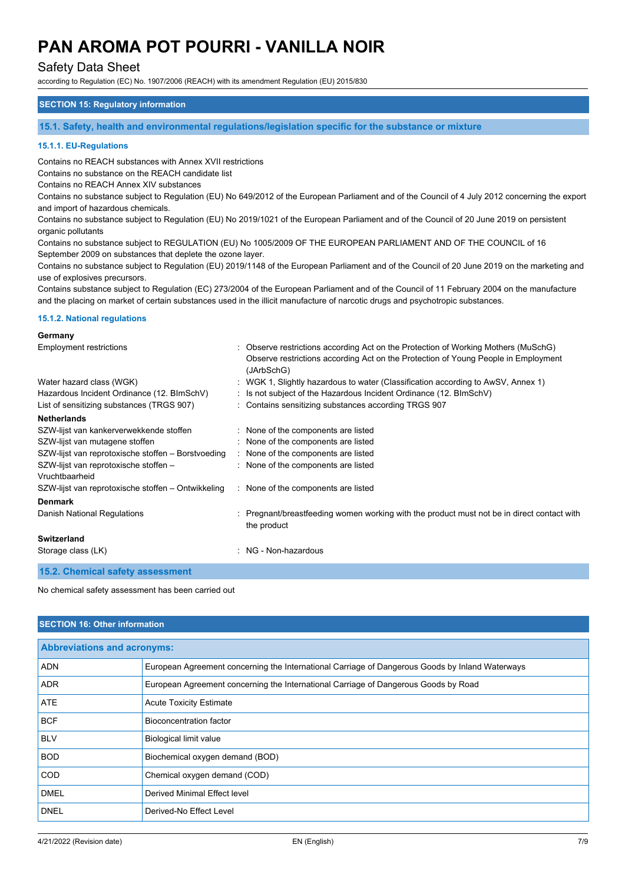## SECTION 15: Regulatory information

### 15.1. Safety, health and environmental regulations/legislation specific for the substance or mixture

#### 15.1.1. EU-Regulations

Contains no REACH substances with Annex XVII restrictions
Contains no substance on the REACH candidate list
Contains no REACH Annex XIV substances
Contains no substance subject to Regulation (EU) No 649/2012 of the European Parliament and of the Council of 4 July 2012 concerning the export and import of hazardous chemicals.
Contains no substance subject to Regulation (EU) No 2019/1021 of the European Parliament and of the Council of 20 June 2019 on persistent organic pollutants
Contains no substance subject to REGULATION (EU) No 1005/2009 OF THE EUROPEAN PARLIAMENT AND OF THE COUNCIL of 16 September 2009 on substances that deplete the ozone layer.
Contains no substance subject to Regulation (EU) 2019/1148 of the European Parliament and of the Council of 20 June 2019 on the marketing and use of explosives precursors.
Contains substance subject to Regulation (EC) 273/2004 of the European Parliament and of the Council of 11 February 2004 on the manufacture and the placing on market of certain substances used in the illicit manufacture of narcotic drugs and psychotropic substances.

#### 15.1.2. National regulations

**Germany**

Employment restrictions : Observe restrictions according Act on the Protection of Working Mothers (MuSchG)
Observe restrictions according Act on the Protection of Young People in Employment (JArbSchG)

Water hazard class (WGK) : WGK 1, Slightly hazardous to water (Classification according to AwSV, Annex 1)

Hazardous Incident Ordinance (12. BImSchV) : Is not subject of the Hazardous Incident Ordinance (12. BImSchV)

List of sensitizing substances (TRGS 907) : Contains sensitizing substances according TRGS 907

**Netherlands**

SZW-lijst van kankerverwekkende stoffen : None of the components are listed

SZW-lijst van mutagene stoffen : None of the components are listed

SZW-lijst van reprotoxische stoffen – Borstvoeding : None of the components are listed

SZW-lijst van reprotoxische stoffen – Vruchtbaarheid : None of the components are listed

SZW-lijst van reprotoxische stoffen – Ontwikkeling : None of the components are listed

**Denmark**

Danish National Regulations : Pregnant/breastfeeding women working with the product must not be in direct contact with the product

**Switzerland**

Storage class (LK) : NG - Non-hazardous

### 15.2. Chemical safety assessment

No chemical safety assessment has been carried out

## SECTION 16: Other information

| Abbreviations and acronyms: | |
|---|---|
| ADN | European Agreement concerning the International Carriage of Dangerous Goods by Inland Waterways |
| ADR | European Agreement concerning the International Carriage of Dangerous Goods by Road |
| ATE | Acute Toxicity Estimate |
| BCF | Bioconcentration factor |
| BLV | Biological limit value |
| BOD | Biochemical oxygen demand (BOD) |
| COD | Chemical oxygen demand (COD) |
| DMEL | Derived Minimal Effect level |
| DNEL | Derived-No Effect Level |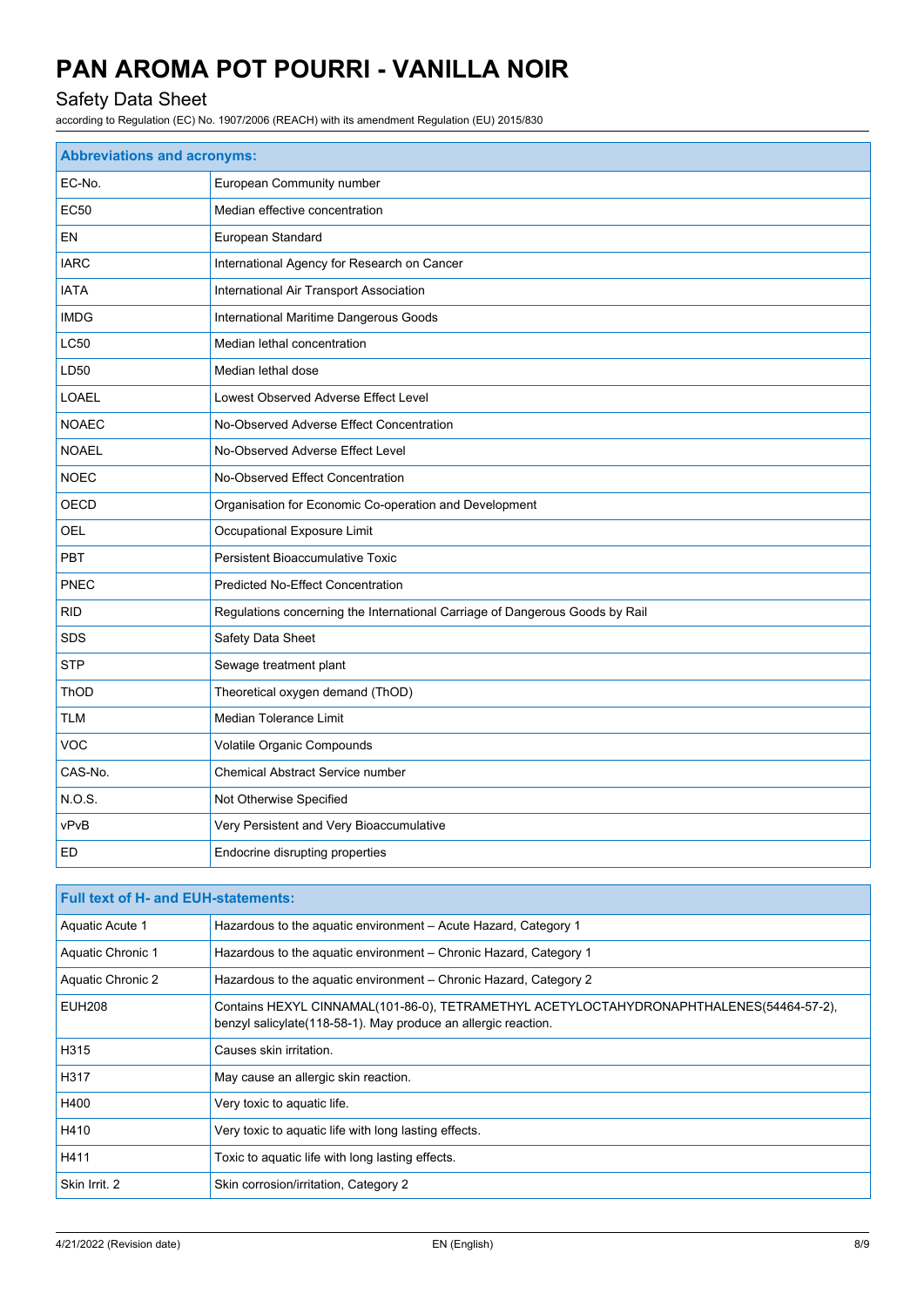| Abbreviations and acronyms: | |
|---|---|
| EC-No. | European Community number |
| EC50 | Median effective concentration |
| EN | European Standard |
| IARC | International Agency for Research on Cancer |
| IATA | International Air Transport Association |
| IMDG | International Maritime Dangerous Goods |
| LC50 | Median lethal concentration |
| LD50 | Median lethal dose |
| LOAEL | Lowest Observed Adverse Effect Level |
| NOAEC | No-Observed Adverse Effect Concentration |
| NOAEL | No-Observed Adverse Effect Level |
| NOEC | No-Observed Effect Concentration |
| OECD | Organisation for Economic Co-operation and Development |
| OEL | Occupational Exposure Limit |
| PBT | Persistent Bioaccumulative Toxic |
| PNEC | Predicted No-Effect Concentration |
| RID | Regulations concerning the International Carriage of Dangerous Goods by Rail |
| SDS | Safety Data Sheet |
| STP | Sewage treatment plant |
| ThOD | Theoretical oxygen demand (ThOD) |
| TLM | Median Tolerance Limit |
| VOC | Volatile Organic Compounds |
| CAS-No. | Chemical Abstract Service number |
| N.O.S. | Not Otherwise Specified |
| vPvB | Very Persistent and Very Bioaccumulative |
| ED | Endocrine disrupting properties |

| Full text of H- and EUH-statements: | |
|---|---|
| Aquatic Acute 1 | Hazardous to the aquatic environment – Acute Hazard, Category 1 |
| Aquatic Chronic 1 | Hazardous to the aquatic environment – Chronic Hazard, Category 1 |
| Aquatic Chronic 2 | Hazardous to the aquatic environment – Chronic Hazard, Category 2 |
| EUH208 | Contains HEXYL CINNAMAL(101-86-0), TETRAMETHYL ACETYLOCTAHYDRONAPHTHALENES(54464-57-2), benzyl salicylate(118-58-1). May produce an allergic reaction. |
| H315 | Causes skin irritation. |
| H317 | May cause an allergic skin reaction. |
| H400 | Very toxic to aquatic life. |
| H410 | Very toxic to aquatic life with long lasting effects. |
| H411 | Toxic to aquatic life with long lasting effects. |
| Skin Irrit. 2 | Skin corrosion/irritation, Category 2 |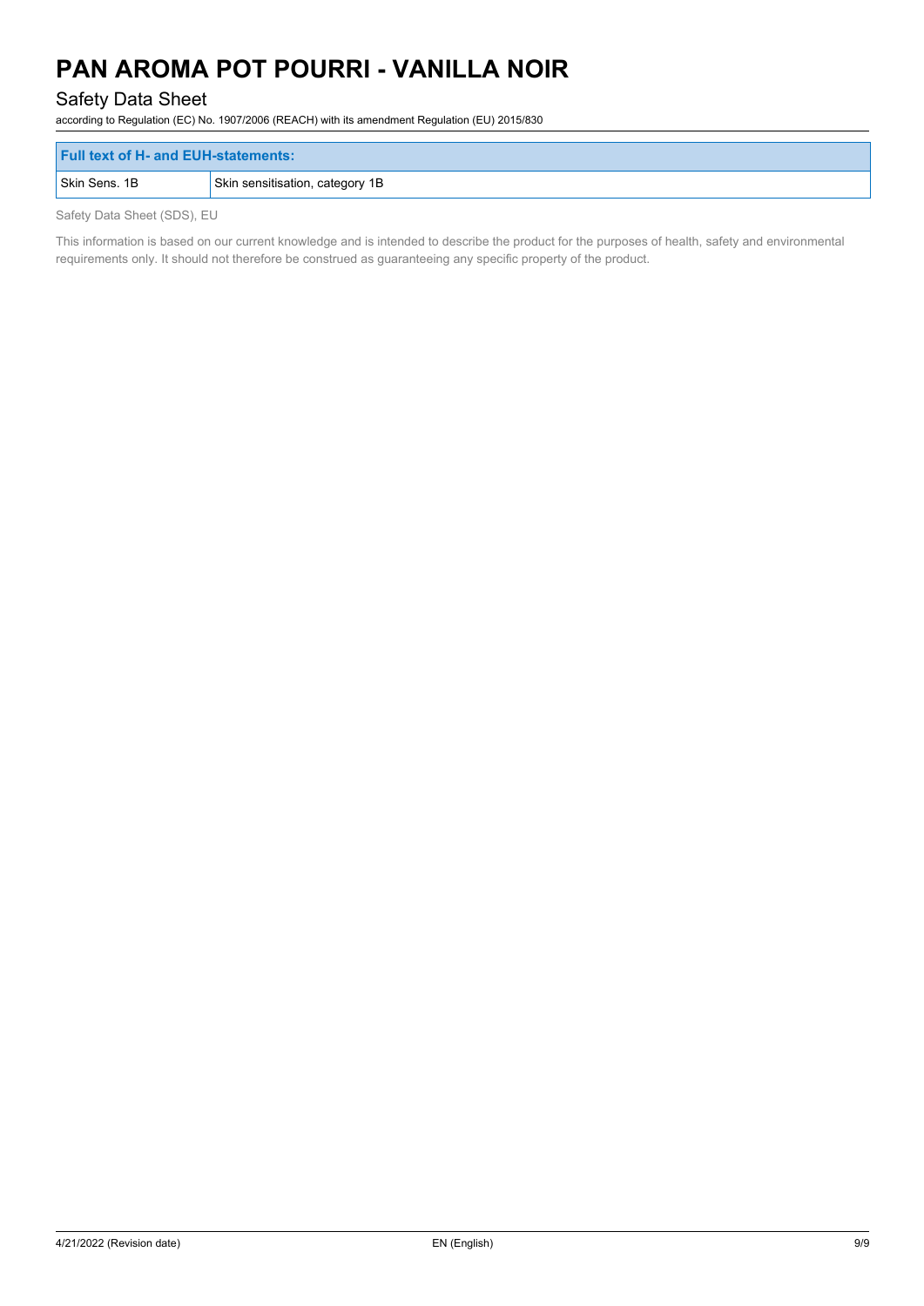| Full text of H- and EUH-statements: | |
|---|---|
| Skin Sens. 1B | Skin sensitisation, category 1B |

Safety Data Sheet (SDS), EU

This information is based on our current knowledge and is intended to describe the product for the purposes of health, safety and environmental requirements only. It should not therefore be construed as guaranteeing any specific property of the product.